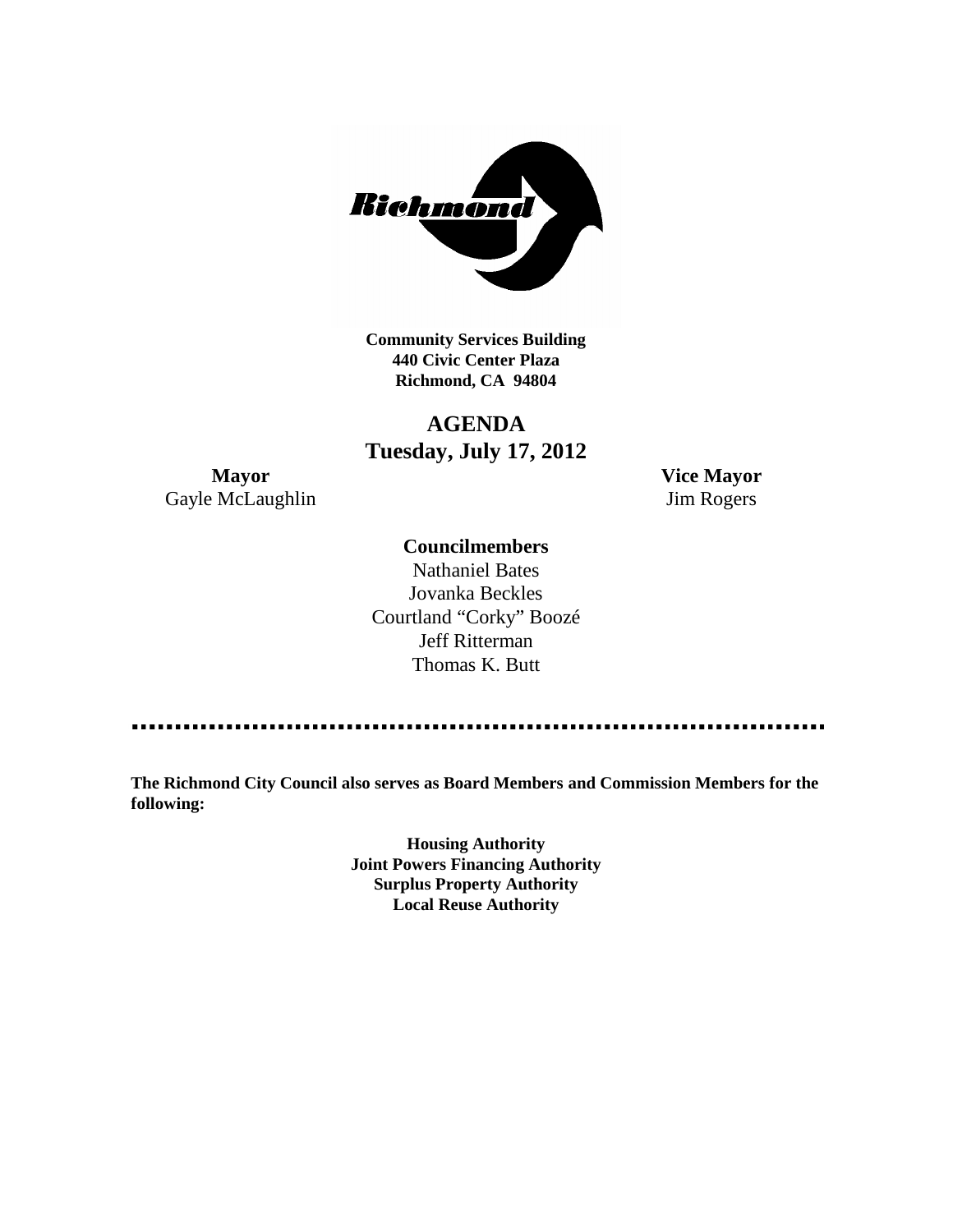**Community Services Building**
**440 Civic Center Plaza**
**Richmond, CA 94804**

# AGENDA
## Tuesday, July 17, 2012

**Mayor**
Gayle McLaughlin

**Vice Mayor**
Jim Rogers

**Councilmembers**
Nathaniel Bates
Jovanka Beckles
Courtland "Corky" Boozé
Jeff Ritterman
Thomas K. Butt

---

**The Richmond City Council also serves as Board Members and Commission Members for the following:**

**Housing Authority**
**Joint Powers Financing Authority**
**Surplus Property Authority**
**Local Reuse Authority**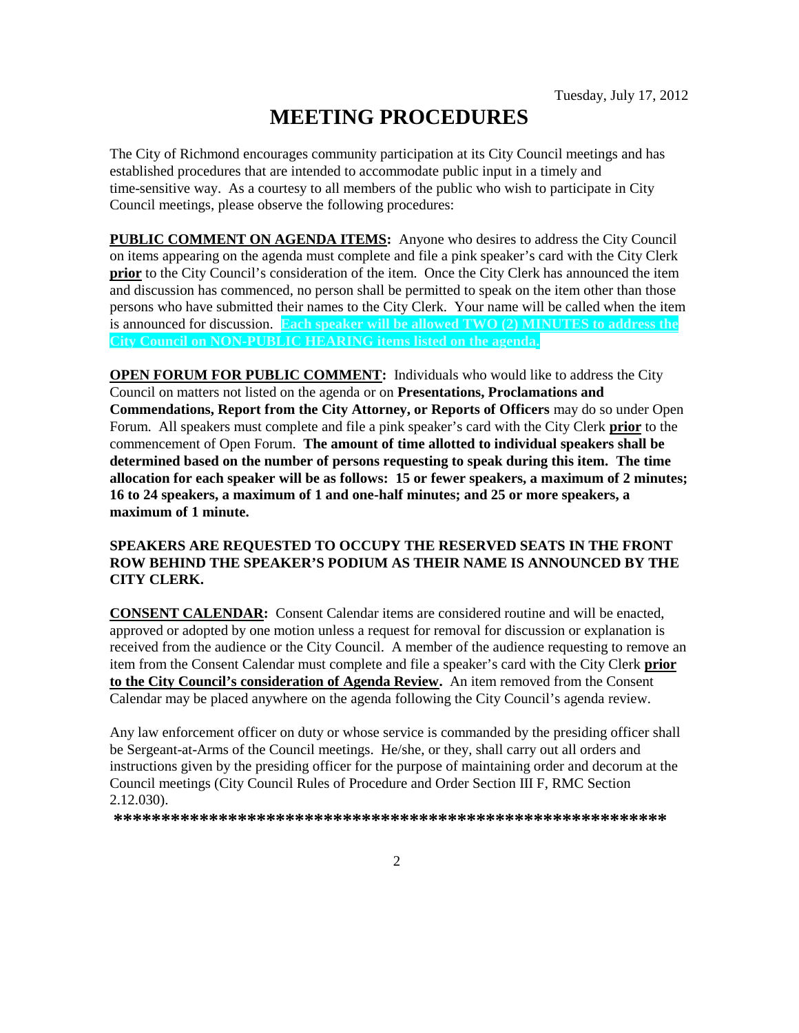Tuesday, July 17, 2012

# MEETING PROCEDURES

The City of Richmond encourages community participation at its City Council meetings and has established procedures that are intended to accommodate public input in a timely and time-sensitive way. As a courtesy to all members of the public who wish to participate in City Council meetings, please observe the following procedures:

**PUBLIC COMMENT ON AGENDA ITEMS:** Anyone who desires to address the City Council on items appearing on the agenda must complete and file a pink speaker's card with the City Clerk **prior** to the City Council's consideration of the item. Once the City Clerk has announced the item and discussion has commenced, no person shall be permitted to speak on the item other than those persons who have submitted their names to the City Clerk. Your name will be called when the item is announced for discussion. **Each speaker will be allowed TWO (2) MINUTES to address the City Council on NON-PUBLIC HEARING items listed on the agenda.**

**OPEN FORUM FOR PUBLIC COMMENT:** Individuals who would like to address the City Council on matters not listed on the agenda or on **Presentations, Proclamations and Commendations, Report from the City Attorney, or Reports of Officers** may do so under Open Forum. All speakers must complete and file a pink speaker's card with the City Clerk **prior** to the commencement of Open Forum. **The amount of time allotted to individual speakers shall be determined based on the number of persons requesting to speak during this item. The time allocation for each speaker will be as follows: 15 or fewer speakers, a maximum of 2 minutes; 16 to 24 speakers, a maximum of 1 and one-half minutes; and 25 or more speakers, a maximum of 1 minute.**

**SPEAKERS ARE REQUESTED TO OCCUPY THE RESERVED SEATS IN THE FRONT ROW BEHIND THE SPEAKER'S PODIUM AS THEIR NAME IS ANNOUNCED BY THE CITY CLERK.**

**CONSENT CALENDAR:** Consent Calendar items are considered routine and will be enacted, approved or adopted by one motion unless a request for removal for discussion or explanation is received from the audience or the City Council. A member of the audience requesting to remove an item from the Consent Calendar must complete and file a speaker's card with the City Clerk **prior to the City Council's consideration of Agenda Review.** An item removed from the Consent Calendar may be placed anywhere on the agenda following the City Council's agenda review.

Any law enforcement officer on duty or whose service is commanded by the presiding officer shall be Sergeant-at-Arms of the Council meetings. He/she, or they, shall carry out all orders and instructions given by the presiding officer for the purpose of maintaining order and decorum at the Council meetings (City Council Rules of Procedure and Order Section III F, RMC Section 2.12.030).

**************************************************************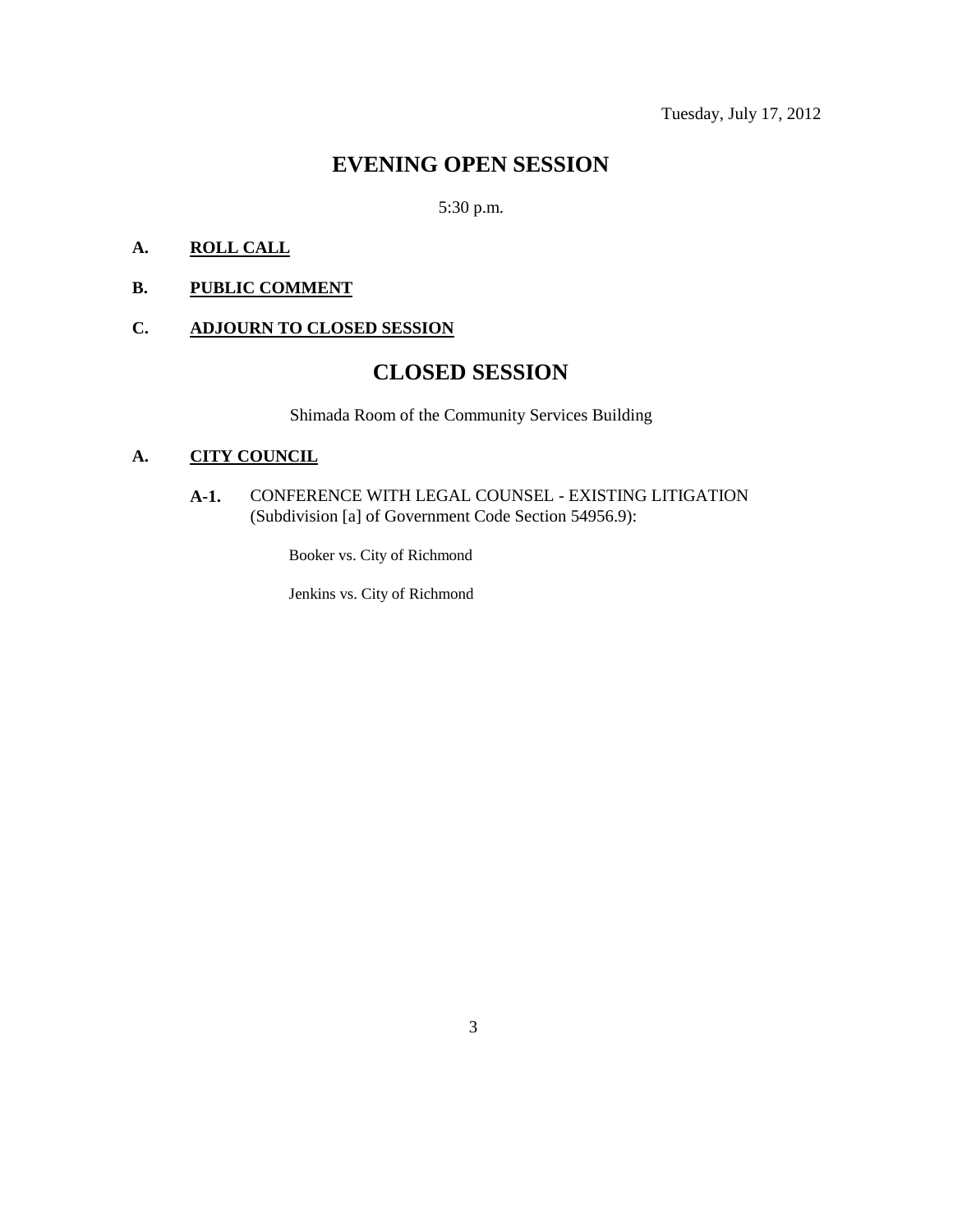Tuesday, July 17, 2012

# EVENING OPEN SESSION

5:30 p.m.

**A. ROLL CALL**

**B. PUBLIC COMMENT**

**C. ADJOURN TO CLOSED SESSION**

# CLOSED SESSION

Shimada Room of the Community Services Building

**A. CITY COUNCIL**

**A-1.** CONFERENCE WITH LEGAL COUNSEL - EXISTING LITIGATION (Subdivision [a] of Government Code Section 54956.9):

Booker vs. City of Richmond

Jenkins vs. City of Richmond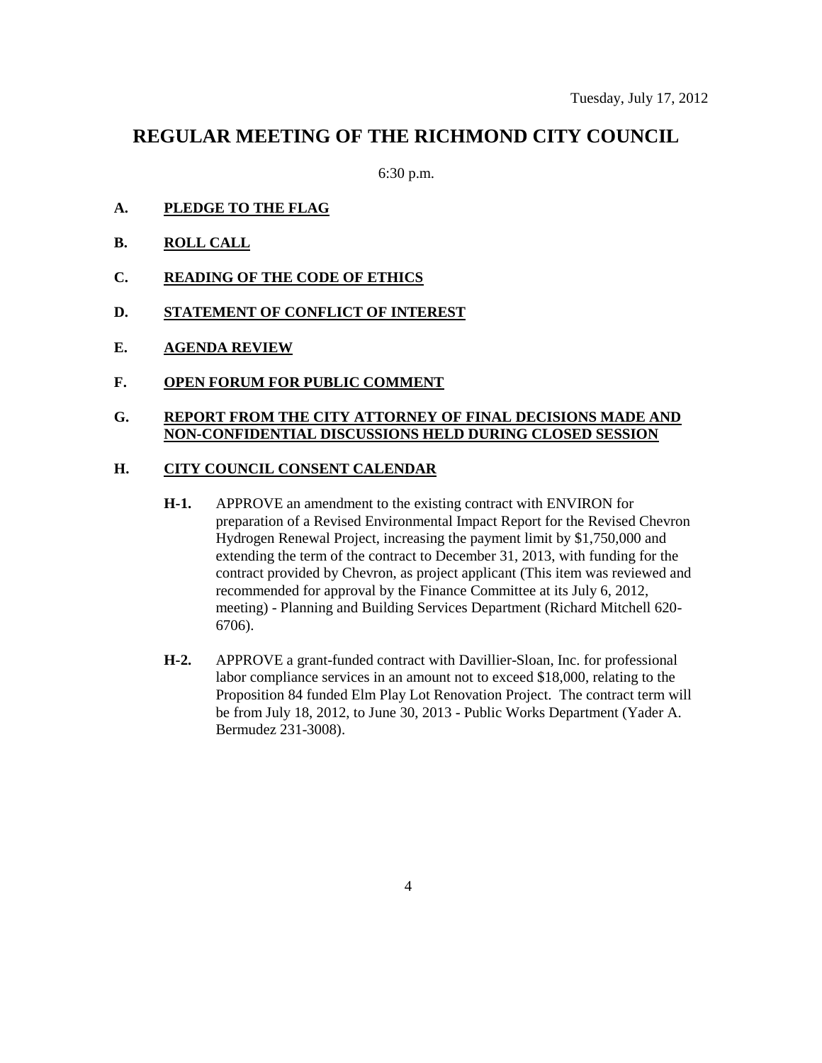Tuesday, July 17, 2012

# REGULAR MEETING OF THE RICHMOND CITY COUNCIL

6:30 p.m.

**A. PLEDGE TO THE FLAG**

**B. ROLL CALL**

**C. READING OF THE CODE OF ETHICS**

**D. STATEMENT OF CONFLICT OF INTEREST**

**E. AGENDA REVIEW**

**F. OPEN FORUM FOR PUBLIC COMMENT**

**G. REPORT FROM THE CITY ATTORNEY OF FINAL DECISIONS MADE AND NON-CONFIDENTIAL DISCUSSIONS HELD DURING CLOSED SESSION**

**H. CITY COUNCIL CONSENT CALENDAR**

**H-1.** APPROVE an amendment to the existing contract with ENVIRON for preparation of a Revised Environmental Impact Report for the Revised Chevron Hydrogen Renewal Project, increasing the payment limit by $1,750,000 and extending the term of the contract to December 31, 2013, with funding for the contract provided by Chevron, as project applicant (This item was reviewed and recommended for approval by the Finance Committee at its July 6, 2012, meeting) - Planning and Building Services Department (Richard Mitchell 620-6706).

**H-2.** APPROVE a grant-funded contract with Davillier-Sloan, Inc. for professional labor compliance services in an amount not to exceed $18,000, relating to the Proposition 84 funded Elm Play Lot Renovation Project. The contract term will be from July 18, 2012, to June 30, 2013 - Public Works Department (Yader A. Bermudez 231-3008).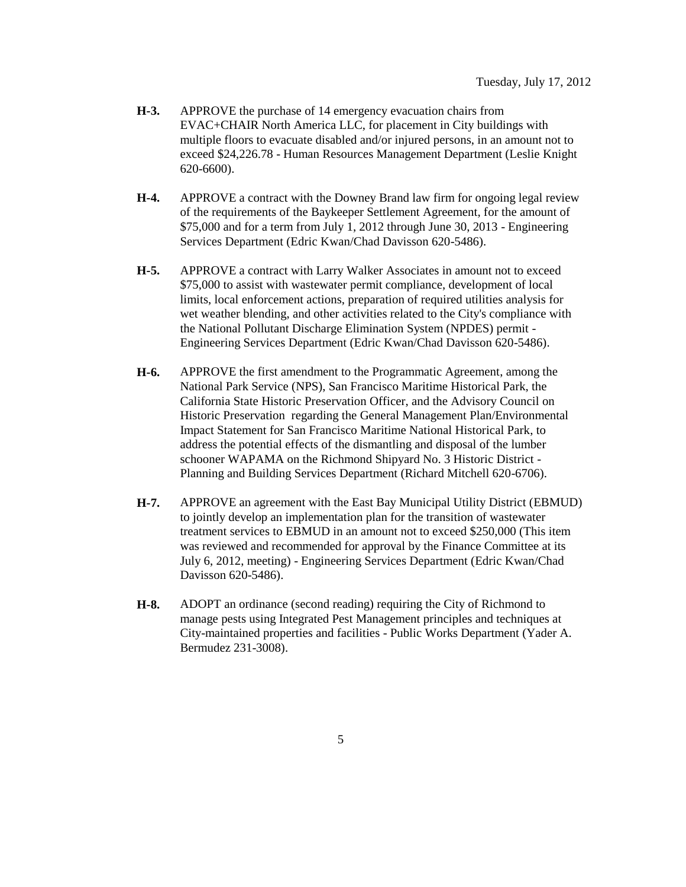**H-3.** APPROVE the purchase of 14 emergency evacuation chairs from EVAC+CHAIR North America LLC, for placement in City buildings with multiple floors to evacuate disabled and/or injured persons, in an amount not to exceed $24,226.78 - Human Resources Management Department (Leslie Knight 620-6600).

**H-4.** APPROVE a contract with the Downey Brand law firm for ongoing legal review of the requirements of the Baykeeper Settlement Agreement, for the amount of $75,000 and for a term from July 1, 2012 through June 30, 2013 - Engineering Services Department (Edric Kwan/Chad Davisson 620-5486).

**H-5.** APPROVE a contract with Larry Walker Associates in amount not to exceed $75,000 to assist with wastewater permit compliance, development of local limits, local enforcement actions, preparation of required utilities analysis for wet weather blending, and other activities related to the City's compliance with the National Pollutant Discharge Elimination System (NPDES) permit - Engineering Services Department (Edric Kwan/Chad Davisson 620-5486).

**H-6.** APPROVE the first amendment to the Programmatic Agreement, among the National Park Service (NPS), San Francisco Maritime Historical Park, the California State Historic Preservation Officer, and the Advisory Council on Historic Preservation regarding the General Management Plan/Environmental Impact Statement for San Francisco Maritime National Historical Park, to address the potential effects of the dismantling and disposal of the lumber schooner WAPAMA on the Richmond Shipyard No. 3 Historic District - Planning and Building Services Department (Richard Mitchell 620-6706).

**H-7.** APPROVE an agreement with the East Bay Municipal Utility District (EBMUD) to jointly develop an implementation plan for the transition of wastewater treatment services to EBMUD in an amount not to exceed $250,000 (This item was reviewed and recommended for approval by the Finance Committee at its July 6, 2012, meeting) - Engineering Services Department (Edric Kwan/Chad Davisson 620-5486).

**H-8.** ADOPT an ordinance (second reading) requiring the City of Richmond to manage pests using Integrated Pest Management principles and techniques at City-maintained properties and facilities - Public Works Department (Yader A. Bermudez 231-3008).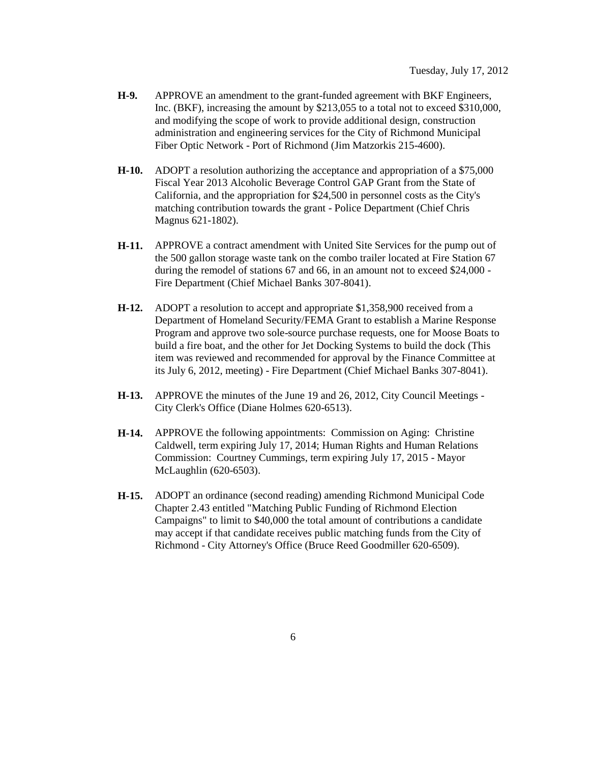**H-9.** APPROVE an amendment to the grant-funded agreement with BKF Engineers, Inc. (BKF), increasing the amount by $213,055 to a total not to exceed $310,000, and modifying the scope of work to provide additional design, construction administration and engineering services for the City of Richmond Municipal Fiber Optic Network - Port of Richmond (Jim Matzorkis 215-4600).

**H-10.** ADOPT a resolution authorizing the acceptance and appropriation of a $75,000 Fiscal Year 2013 Alcoholic Beverage Control GAP Grant from the State of California, and the appropriation for $24,500 in personnel costs as the City's matching contribution towards the grant - Police Department (Chief Chris Magnus 621-1802).

**H-11.** APPROVE a contract amendment with United Site Services for the pump out of the 500 gallon storage waste tank on the combo trailer located at Fire Station 67 during the remodel of stations 67 and 66, in an amount not to exceed $24,000 - Fire Department (Chief Michael Banks 307-8041).

**H-12.** ADOPT a resolution to accept and appropriate $1,358,900 received from a Department of Homeland Security/FEMA Grant to establish a Marine Response Program and approve two sole-source purchase requests, one for Moose Boats to build a fire boat, and the other for Jet Docking Systems to build the dock (This item was reviewed and recommended for approval by the Finance Committee at its July 6, 2012, meeting) - Fire Department (Chief Michael Banks 307-8041).

**H-13.** APPROVE the minutes of the June 19 and 26, 2012, City Council Meetings - City Clerk's Office (Diane Holmes 620-6513).

**H-14.** APPROVE the following appointments: Commission on Aging: Christine Caldwell, term expiring July 17, 2014; Human Rights and Human Relations Commission: Courtney Cummings, term expiring July 17, 2015 - Mayor McLaughlin (620-6503).

**H-15.** ADOPT an ordinance (second reading) amending Richmond Municipal Code Chapter 2.43 entitled "Matching Public Funding of Richmond Election Campaigns" to limit to $40,000 the total amount of contributions a candidate may accept if that candidate receives public matching funds from the City of Richmond - City Attorney's Office (Bruce Reed Goodmiller 620-6509).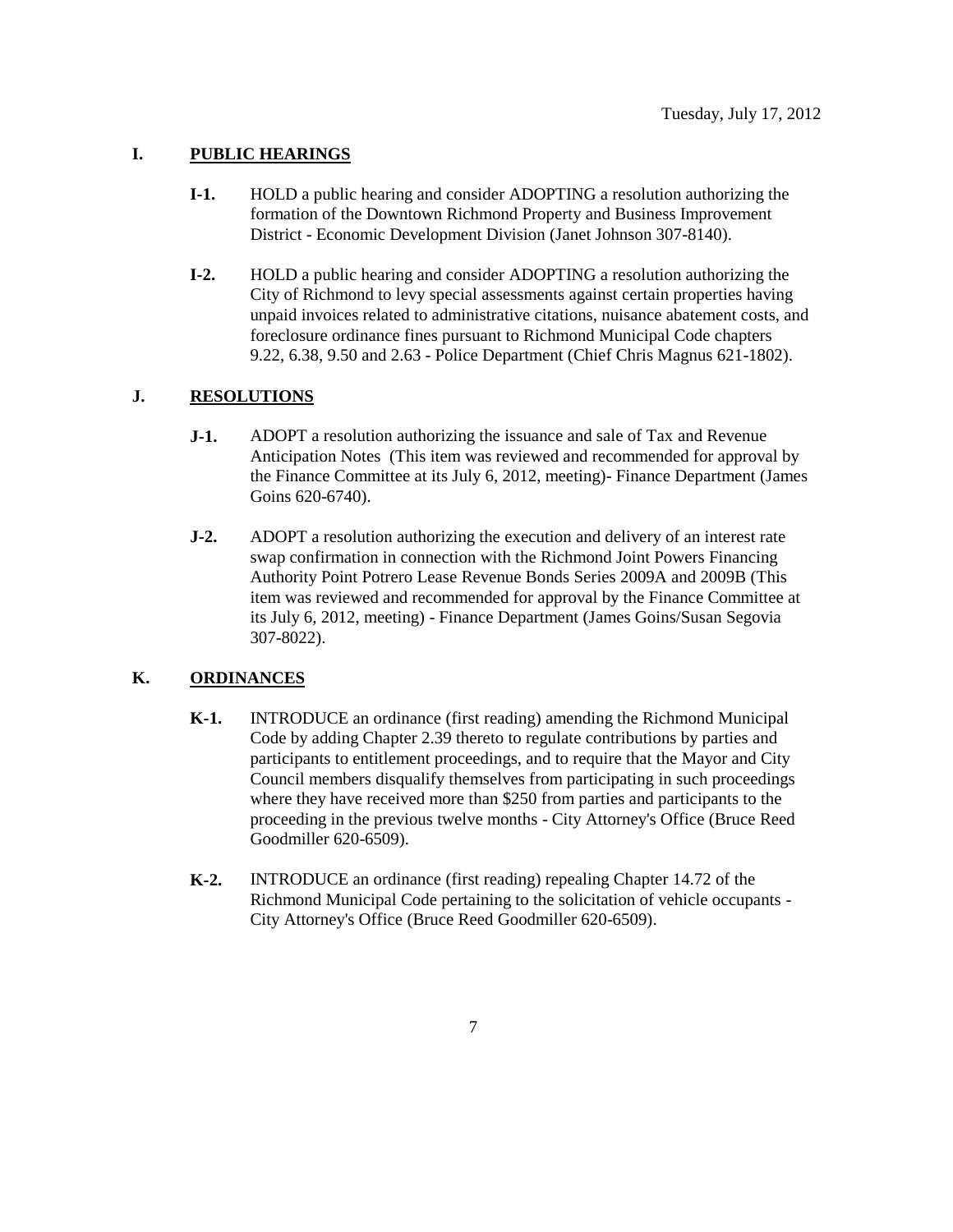## I. PUBLIC HEARINGS

**I-1.** HOLD a public hearing and consider ADOPTING a resolution authorizing the formation of the Downtown Richmond Property and Business Improvement District - Economic Development Division (Janet Johnson 307-8140).

**I-2.** HOLD a public hearing and consider ADOPTING a resolution authorizing the City of Richmond to levy special assessments against certain properties having unpaid invoices related to administrative citations, nuisance abatement costs, and foreclosure ordinance fines pursuant to Richmond Municipal Code chapters 9.22, 6.38, 9.50 and 2.63 - Police Department (Chief Chris Magnus 621-1802).

## J. RESOLUTIONS

**J-1.** ADOPT a resolution authorizing the issuance and sale of Tax and Revenue Anticipation Notes (This item was reviewed and recommended for approval by the Finance Committee at its July 6, 2012, meeting)- Finance Department (James Goins 620-6740).

**J-2.** ADOPT a resolution authorizing the execution and delivery of an interest rate swap confirmation in connection with the Richmond Joint Powers Financing Authority Point Potrero Lease Revenue Bonds Series 2009A and 2009B (This item was reviewed and recommended for approval by the Finance Committee at its July 6, 2012, meeting) - Finance Department (James Goins/Susan Segovia 307-8022).

## K. ORDINANCES

**K-1.** INTRODUCE an ordinance (first reading) amending the Richmond Municipal Code by adding Chapter 2.39 thereto to regulate contributions by parties and participants to entitlement proceedings, and to require that the Mayor and City Council members disqualify themselves from participating in such proceedings where they have received more than $250 from parties and participants to the proceeding in the previous twelve months - City Attorney's Office (Bruce Reed Goodmiller 620-6509).

**K-2.** INTRODUCE an ordinance (first reading) repealing Chapter 14.72 of the Richmond Municipal Code pertaining to the solicitation of vehicle occupants - City Attorney's Office (Bruce Reed Goodmiller 620-6509).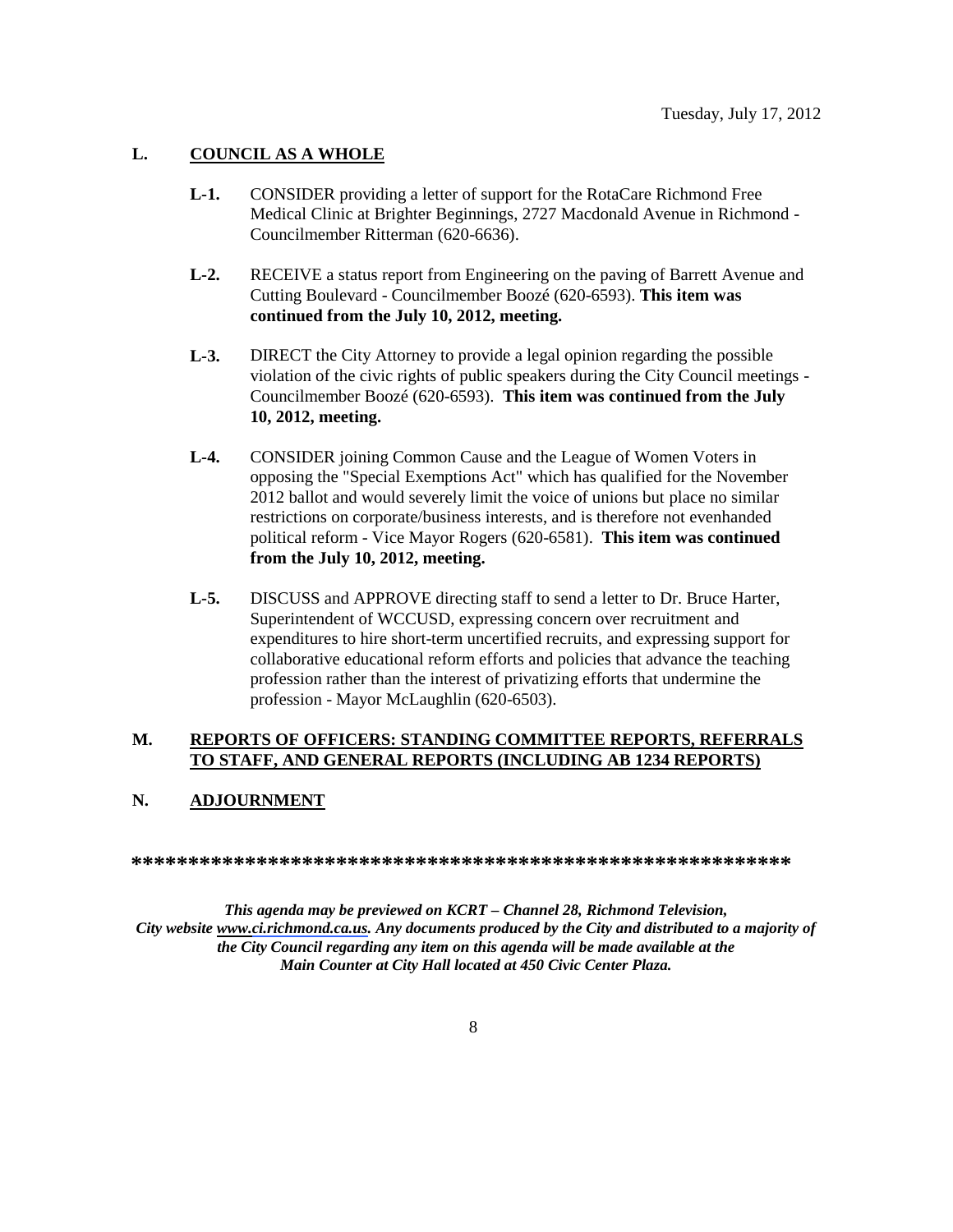## L. COUNCIL AS A WHOLE

**L-1.** CONSIDER providing a letter of support for the RotaCare Richmond Free Medical Clinic at Brighter Beginnings, 2727 Macdonald Avenue in Richmond - Councilmember Ritterman (620-6636).

**L-2.** RECEIVE a status report from Engineering on the paving of Barrett Avenue and Cutting Boulevard - Councilmember Boozé (620-6593). **This item was continued from the July 10, 2012, meeting.**

**L-3.** DIRECT the City Attorney to provide a legal opinion regarding the possible violation of the civic rights of public speakers during the City Council meetings - Councilmember Boozé (620-6593). **This item was continued from the July 10, 2012, meeting.**

**L-4.** CONSIDER joining Common Cause and the League of Women Voters in opposing the "Special Exemptions Act" which has qualified for the November 2012 ballot and would severely limit the voice of unions but place no similar restrictions on corporate/business interests, and is therefore not evenhanded political reform - Vice Mayor Rogers (620-6581). **This item was continued from the July 10, 2012, meeting.**

**L-5.** DISCUSS and APPROVE directing staff to send a letter to Dr. Bruce Harter, Superintendent of WCCUSD, expressing concern over recruitment and expenditures to hire short-term uncertified recruits, and expressing support for collaborative educational reform efforts and policies that advance the teaching profession rather than the interest of privatizing efforts that undermine the profession - Mayor McLaughlin (620-6503).

## M. REPORTS OF OFFICERS: STANDING COMMITTEE REPORTS, REFERRALS TO STAFF, AND GENERAL REPORTS (INCLUDING AB 1234 REPORTS)

## N. ADJOURNMENT

**********************************************************

***This agenda may be previewed on KCRT – Channel 28, Richmond Television, City website www.ci.richmond.ca.us. Any documents produced by the City and distributed to a majority of the City Council regarding any item on this agenda will be made available at the Main Counter at City Hall located at 450 Civic Center Plaza.***